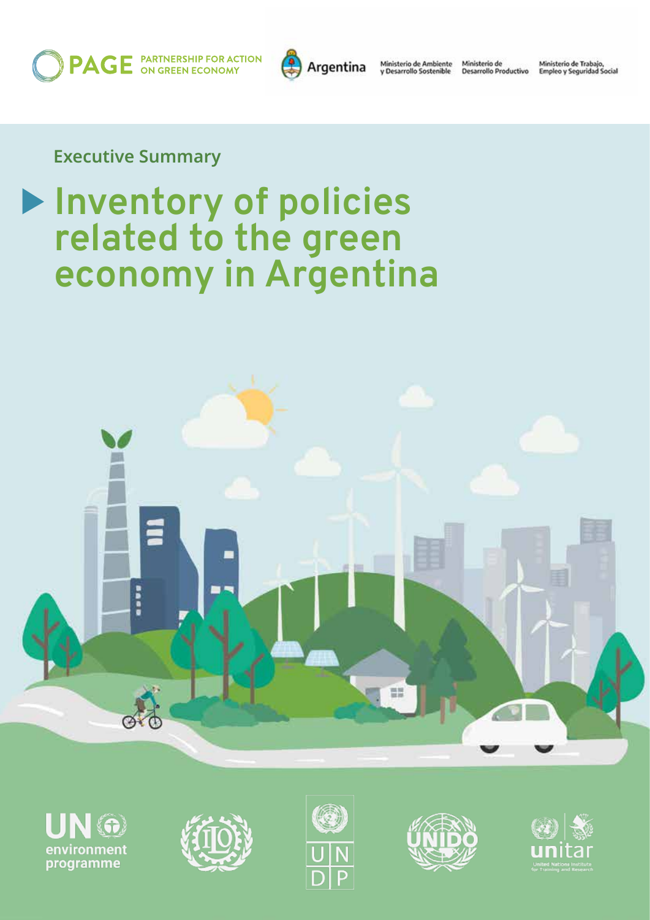PAGE PARTNERSHIP FOR ACTION ON GREEN ECONOMY

Argentina

Ministerio de Ambiente y Desarrollo Sostenible

Ministerio de Desarrollo Productivo

Ministerio de Trabajo, Empleo y Seguridad Social

Executive Summary

# Inventory of policies related to the green economy in Argentina

UN environment programme

ILO

UNDP

UNIDO

unitar United Nations Institute for Training and Research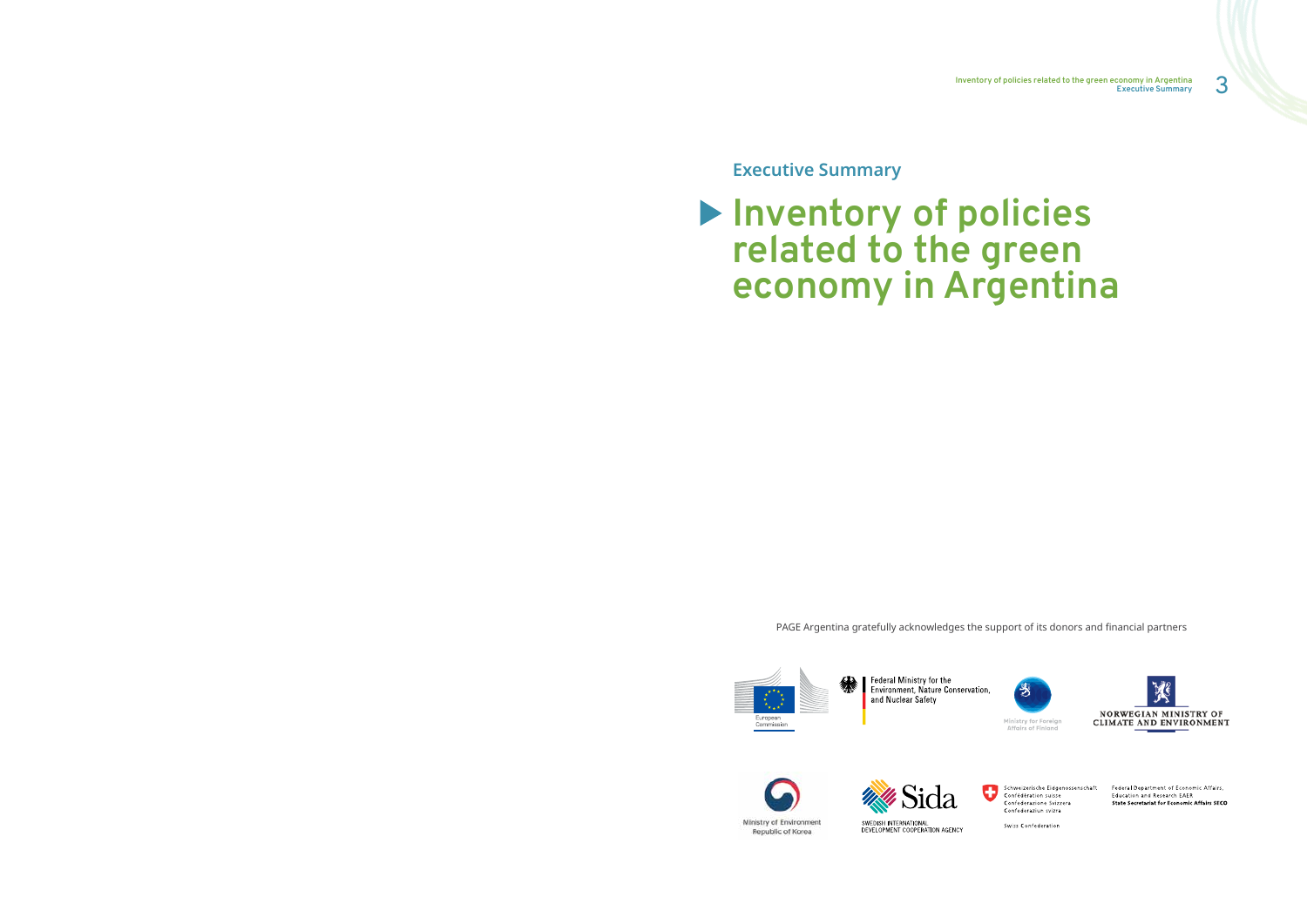**Executive Summary**

# Inventory of policies related to the green economy in Argentina

PAGE Argentina gratefully acknowledges the support of its donors and financial partners

European Commission

Federal Ministry for the Environment, Nature Conservation, and Nuclear Safety

Ministry for Foreign Affairs of Finland

NORWEGIAN MINISTRY OF CLIMATE AND ENVIRONMENT

Ministry of Environment Republic of Korea

Sida SWEDISH INTERNATIONAL DEVELOPMENT COOPERATION AGENCY

Schweizerische Eidgenossenschaft
Confédération suisse
Confederazione Svizzera
Confederaziun svizra

Swiss Confederation

Federal Department of Economic Affairs, Education and Research EAER
State Secretariat for Economic Affairs SECO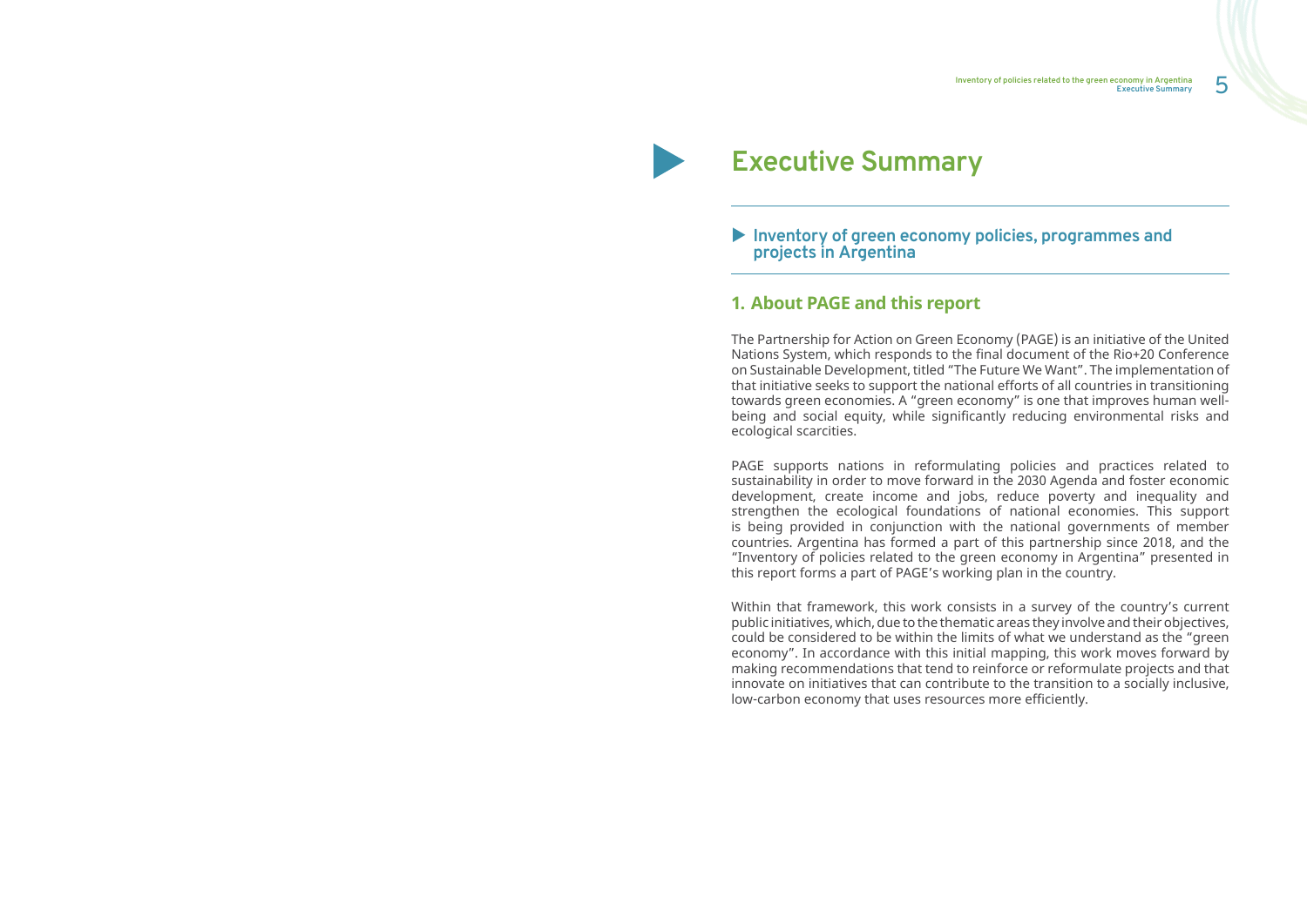# Executive Summary

## Inventory of green economy policies, programmes and projects in Argentina

### 1. About PAGE and this report

The Partnership for Action on Green Economy (PAGE) is an initiative of the United Nations System, which responds to the final document of the Rio+20 Conference on Sustainable Development, titled "The Future We Want". The implementation of that initiative seeks to support the national efforts of all countries in transitioning towards green economies. A "green economy" is one that improves human well-being and social equity, while significantly reducing environmental risks and ecological scarcities.

PAGE supports nations in reformulating policies and practices related to sustainability in order to move forward in the 2030 Agenda and foster economic development, create income and jobs, reduce poverty and inequality and strengthen the ecological foundations of national economies. This support is being provided in conjunction with the national governments of member countries. Argentina has formed a part of this partnership since 2018, and the "Inventory of policies related to the green economy in Argentina" presented in this report forms a part of PAGE's working plan in the country.

Within that framework, this work consists in a survey of the country's current public initiatives, which, due to the thematic areas they involve and their objectives, could be considered to be within the limits of what we understand as the "green economy". In accordance with this initial mapping, this work moves forward by making recommendations that tend to reinforce or reformulate projects and that innovate on initiatives that can contribute to the transition to a socially inclusive, low-carbon economy that uses resources more efficiently.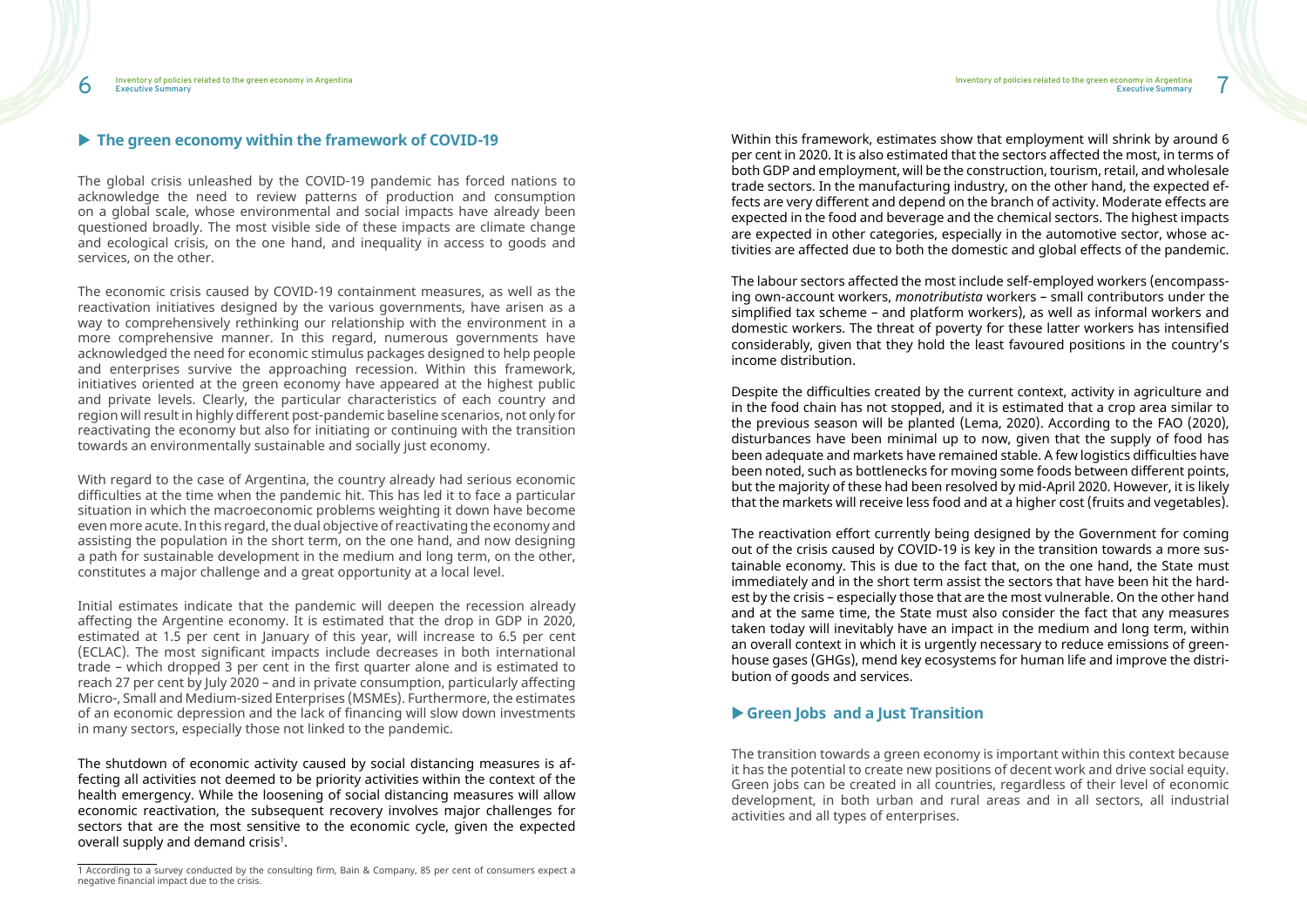## ▶ The green economy within the framework of COVID-19

The global crisis unleashed by the COVID-19 pandemic has forced nations to acknowledge the need to review patterns of production and consumption on a global scale, whose environmental and social impacts have already been questioned broadly. The most visible side of these impacts are climate change and ecological crisis, on the one hand, and inequality in access to goods and services, on the other.

The economic crisis caused by COVID-19 containment measures, as well as the reactivation initiatives designed by the various governments, have arisen as a way to comprehensively rethinking our relationship with the environment in a more comprehensive manner. In this regard, numerous governments have acknowledged the need for economic stimulus packages designed to help people and enterprises survive the approaching recession. Within this framework, initiatives oriented at the green economy have appeared at the highest public and private levels. Clearly, the particular characteristics of each country and region will result in highly different post-pandemic baseline scenarios, not only for reactivating the economy but also for initiating or continuing with the transition towards an environmentally sustainable and socially just economy.

With regard to the case of Argentina, the country already had serious economic difficulties at the time when the pandemic hit. This has led it to face a particular situation in which the macroeconomic problems weighting it down have become even more acute. In this regard, the dual objective of reactivating the economy and assisting the population in the short term, on the one hand, and now designing a path for sustainable development in the medium and long term, on the other, constitutes a major challenge and a great opportunity at a local level.

Initial estimates indicate that the pandemic will deepen the recession already affecting the Argentine economy. It is estimated that the drop in GDP in 2020, estimated at 1.5 per cent in January of this year, will increase to 6.5 per cent (ECLAC). The most significant impacts include decreases in both international trade – which dropped 3 per cent in the first quarter alone and is estimated to reach 27 per cent by July 2020 – and in private consumption, particularly affecting Micro-, Small and Medium-sized Enterprises (MSMEs). Furthermore, the estimates of an economic depression and the lack of financing will slow down investments in many sectors, especially those not linked to the pandemic.

The shutdown of economic activity caused by social distancing measures is affecting all activities not deemed to be priority activities within the context of the health emergency. While the loosening of social distancing measures will allow economic reactivation, the subsequent recovery involves major challenges for sectors that are the most sensitive to the economic cycle, given the expected overall supply and demand crisis[1].

[1] According to a survey conducted by the consulting firm, Bain & Company, 85 per cent of consumers expect a negative financial impact due to the crisis.

Within this framework, estimates show that employment will shrink by around 6 per cent in 2020. It is also estimated that the sectors affected the most, in terms of both GDP and employment, will be the construction, tourism, retail, and wholesale trade sectors. In the manufacturing industry, on the other hand, the expected effects are very different and depend on the branch of activity. Moderate effects are expected in the food and beverage and the chemical sectors. The highest impacts are expected in other categories, especially in the automotive sector, whose activities are affected due to both the domestic and global effects of the pandemic.

The labour sectors affected the most include self-employed workers (encompassing own-account workers, *monotributista* workers – small contributors under the simplified tax scheme – and platform workers), as well as informal workers and domestic workers. The threat of poverty for these latter workers has intensified considerably, given that they hold the least favoured positions in the country's income distribution.

Despite the difficulties created by the current context, activity in agriculture and in the food chain has not stopped, and it is estimated that a crop area similar to the previous season will be planted (Lema, 2020). According to the FAO (2020), disturbances have been minimal up to now, given that the supply of food has been adequate and markets have remained stable. A few logistics difficulties have been noted, such as bottlenecks for moving some foods between different points, but the majority of these had been resolved by mid-April 2020. However, it is likely that the markets will receive less food and at a higher cost (fruits and vegetables).

The reactivation effort currently being designed by the Government for coming out of the crisis caused by COVID-19 is key in the transition towards a more sustainable economy. This is due to the fact that, on the one hand, the State must immediately and in the short term assist the sectors that have been hit the hardest by the crisis – especially those that are the most vulnerable. On the other hand and at the same time, the State must also consider the fact that any measures taken today will inevitably have an impact in the medium and long term, within an overall context in which it is urgently necessary to reduce emissions of greenhouse gases (GHGs), mend key ecosystems for human life and improve the distribution of goods and services.

## ▶ Green Jobs and a Just Transition

The transition towards a green economy is important within this context because it has the potential to create new positions of decent work and drive social equity. Green jobs can be created in all countries, regardless of their level of economic development, in both urban and rural areas and in all sectors, all industrial activities and all types of enterprises.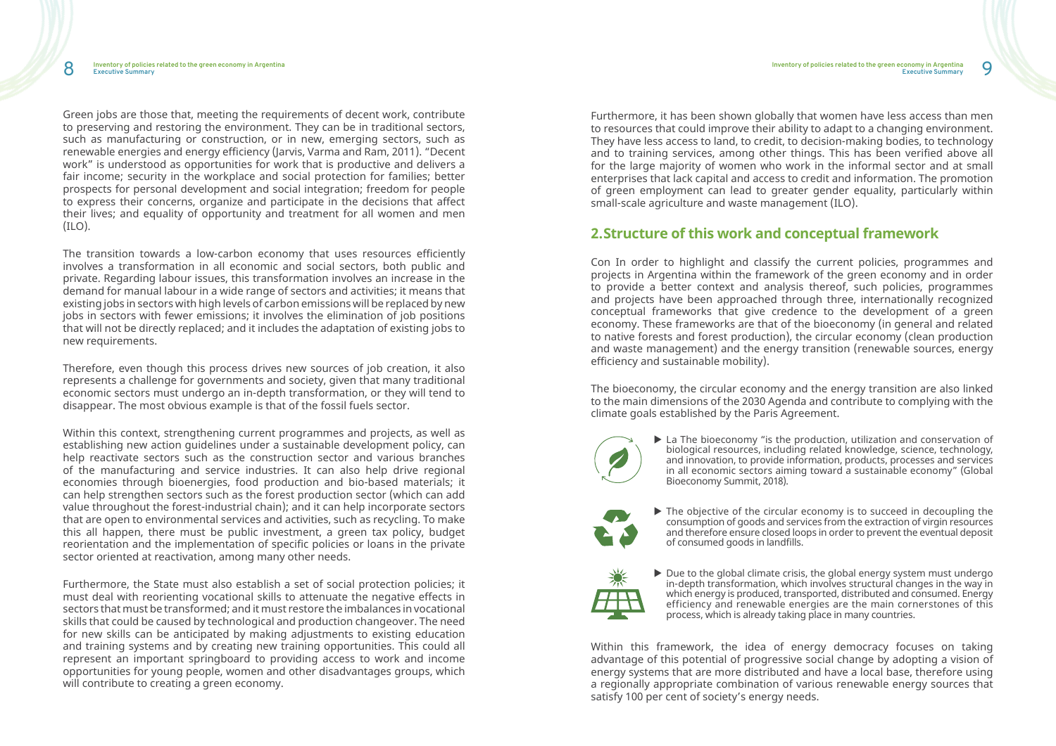Green jobs are those that, meeting the requirements of decent work, contribute to preserving and restoring the environment. They can be in traditional sectors, such as manufacturing or construction, or in new, emerging sectors, such as renewable energies and energy efficiency (Jarvis, Varma and Ram, 2011). "Decent work" is understood as opportunities for work that is productive and delivers a fair income; security in the workplace and social protection for families; better prospects for personal development and social integration; freedom for people to express their concerns, organize and participate in the decisions that affect their lives; and equality of opportunity and treatment for all women and men (ILO).

The transition towards a low-carbon economy that uses resources efficiently involves a transformation in all economic and social sectors, both public and private. Regarding labour issues, this transformation involves an increase in the demand for manual labour in a wide range of sectors and activities; it means that existing jobs in sectors with high levels of carbon emissions will be replaced by new jobs in sectors with fewer emissions; it involves the elimination of job positions that will not be directly replaced; and it includes the adaptation of existing jobs to new requirements.

Therefore, even though this process drives new sources of job creation, it also represents a challenge for governments and society, given that many traditional economic sectors must undergo an in-depth transformation, or they will tend to disappear. The most obvious example is that of the fossil fuels sector.

Within this context, strengthening current programmes and projects, as well as establishing new action guidelines under a sustainable development policy, can help reactivate sectors such as the construction sector and various branches of the manufacturing and service industries. It can also help drive regional economies through bioenergies, food production and bio-based materials; it can help strengthen sectors such as the forest production sector (which can add value throughout the forest-industrial chain); and it can help incorporate sectors that are open to environmental services and activities, such as recycling. To make this all happen, there must be public investment, a green tax policy, budget reorientation and the implementation of specific policies or loans in the private sector oriented at reactivation, among many other needs.

Furthermore, the State must also establish a set of social protection policies; it must deal with reorienting vocational skills to attenuate the negative effects in sectors that must be transformed; and it must restore the imbalances in vocational skills that could be caused by technological and production changeover. The need for new skills can be anticipated by making adjustments to existing education and training systems and by creating new training opportunities. This could all represent an important springboard to providing access to work and income opportunities for young people, women and other disadvantages groups, which will contribute to creating a green economy.

Furthermore, it has been shown globally that women have less access than men to resources that could improve their ability to adapt to a changing environment. They have less access to land, to credit, to decision-making bodies, to technology and to training services, among other things. This has been verified above all for the large majority of women who work in the informal sector and at small enterprises that lack capital and access to credit and information. The promotion of green employment can lead to greater gender equality, particularly within small-scale agriculture and waste management (ILO).

## 2. Structure of this work and conceptual framework

Con In order to highlight and classify the current policies, programmes and projects in Argentina within the framework of the green economy and in order to provide a better context and analysis thereof, such policies, programmes and projects have been approached through three, internationally recognized conceptual frameworks that give credence to the development of a green economy. These frameworks are that of the bioeconomy (in general and related to native forests and forest production), the circular economy (clean production and waste management) and the energy transition (renewable sources, energy efficiency and sustainable mobility).

The bioeconomy, the circular economy and the energy transition are also linked to the main dimensions of the 2030 Agenda and contribute to complying with the climate goals established by the Paris Agreement.

- La The bioeconomy "is the production, utilization and conservation of biological resources, including related knowledge, science, technology, and innovation, to provide information, products, processes and services in all economic sectors aiming toward a sustainable economy" (Global Bioeconomy Summit, 2018).
- The objective of the circular economy is to succeed in decoupling the consumption of goods and services from the extraction of virgin resources and therefore ensure closed loops in order to prevent the eventual deposit of consumed goods in landfills.
- Due to the global climate crisis, the global energy system must undergo in-depth transformation, which involves structural changes in the way in which energy is produced, transported, distributed and consumed. Energy efficiency and renewable energies are the main cornerstones of this process, which is already taking place in many countries.

Within this framework, the idea of energy democracy focuses on taking advantage of this potential of progressive social change by adopting a vision of energy systems that are more distributed and have a local base, therefore using a regionally appropriate combination of various renewable energy sources that satisfy 100 per cent of society's energy needs.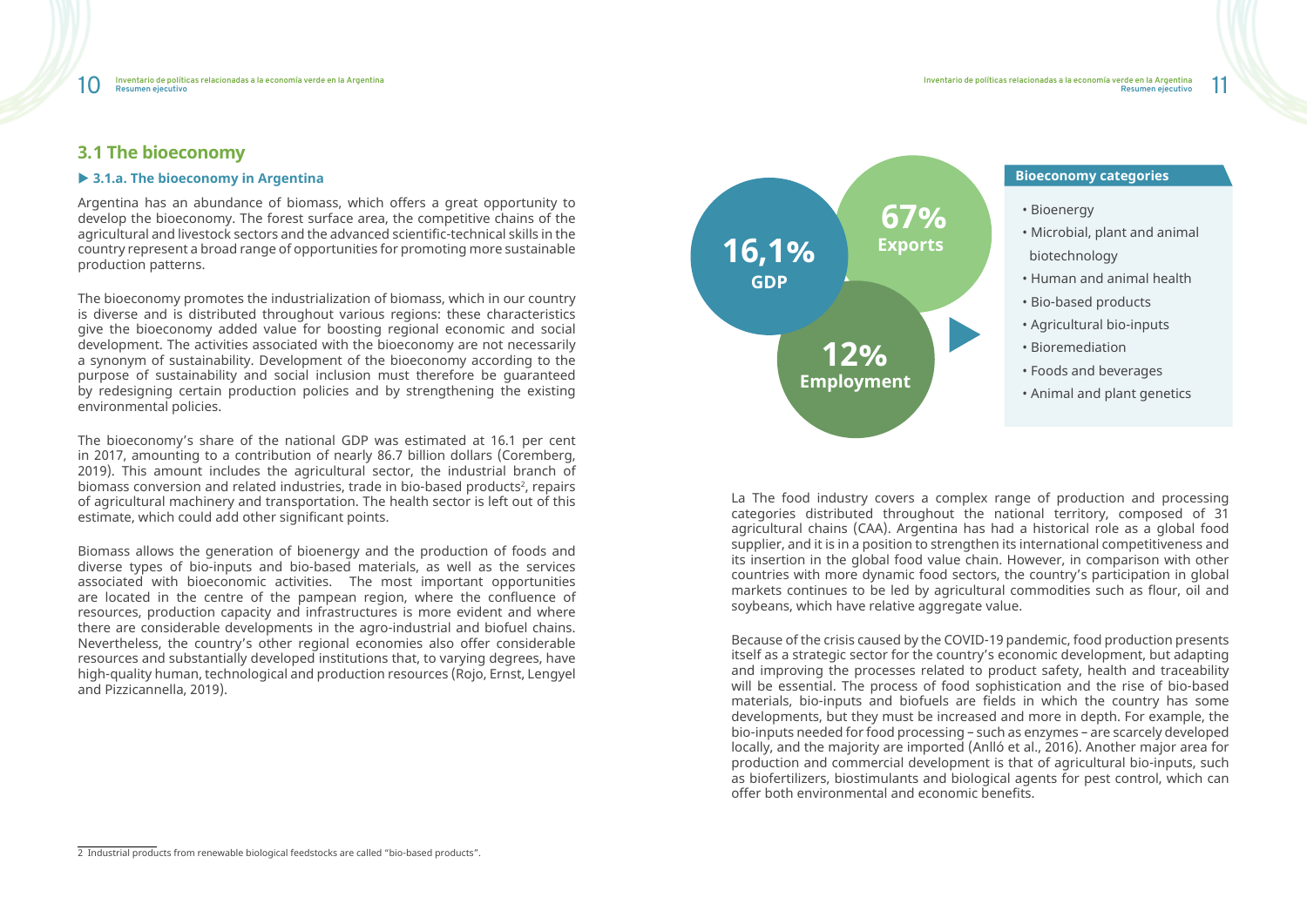## 3.1 The bioeconomy

### ▶ 3.1.a. The bioeconomy in Argentina

Argentina has an abundance of biomass, which offers a great opportunity to develop the bioeconomy. The forest surface area, the competitive chains of the agricultural and livestock sectors and the advanced scientific-technical skills in the country represent a broad range of opportunities for promoting more sustainable production patterns.

The bioeconomy promotes the industrialization of biomass, which in our country is diverse and is distributed throughout various regions: these characteristics give the bioeconomy added value for boosting regional economic and social development. The activities associated with the bioeconomy are not necessarily a synonym of sustainability. Development of the bioeconomy according to the purpose of sustainability and social inclusion must therefore be guaranteed by redesigning certain production policies and by strengthening the existing environmental policies.

The bioeconomy's share of the national GDP was estimated at 16.1 per cent in 2017, amounting to a contribution of nearly 86.7 billion dollars (Coremberg, 2019). This amount includes the agricultural sector, the industrial branch of biomass conversion and related industries, trade in bio-based products[2], repairs of agricultural machinery and transportation. The health sector is left out of this estimate, which could add other significant points.

Biomass allows the generation of bioenergy and the production of foods and diverse types of bio-inputs and bio-based materials, as well as the services associated with bioeconomic activities. The most important opportunities are located in the centre of the pampean region, where the confluence of resources, production capacity and infrastructures is more evident and where there are considerable developments in the agro-industrial and biofuel chains. Nevertheless, the country's other regional economies also offer considerable resources and substantially developed institutions that, to varying degrees, have high-quality human, technological and production resources (Rojo, Ernst, Lengyel and Pizzicannella, 2019).

**16,1%** GDP

**67%** Exports

**12%** Employment

**Bioeconomy categories**

- Bioenergy
- Microbial, plant and animal biotechnology
- Human and animal health
- Bio-based products
- Agricultural bio-inputs
- Bioremediation
- Foods and beverages
- Animal and plant genetics

La The food industry covers a complex range of production and processing categories distributed throughout the national territory, composed of 31 agricultural chains (CAA). Argentina has had a historical role as a global food supplier, and it is in a position to strengthen its international competitiveness and its insertion in the global food value chain. However, in comparison with other countries with more dynamic food sectors, the country's participation in global markets continues to be led by agricultural commodities such as flour, oil and soybeans, which have relative aggregate value.

Because of the crisis caused by the COVID-19 pandemic, food production presents itself as a strategic sector for the country's economic development, but adapting and improving the processes related to product safety, health and traceability will be essential. The process of food sophistication and the rise of bio-based materials, bio-inputs and biofuels are fields in which the country has some developments, but they must be increased and more in depth. For example, the bio-inputs needed for food processing – such as enzymes – are scarcely developed locally, and the majority are imported (Anlló et al., 2016). Another major area for production and commercial development is that of agricultural bio-inputs, such as biofertilizers, biostimulants and biological agents for pest control, which can offer both environmental and economic benefits.

2 Industrial products from renewable biological feedstocks are called "bio-based products".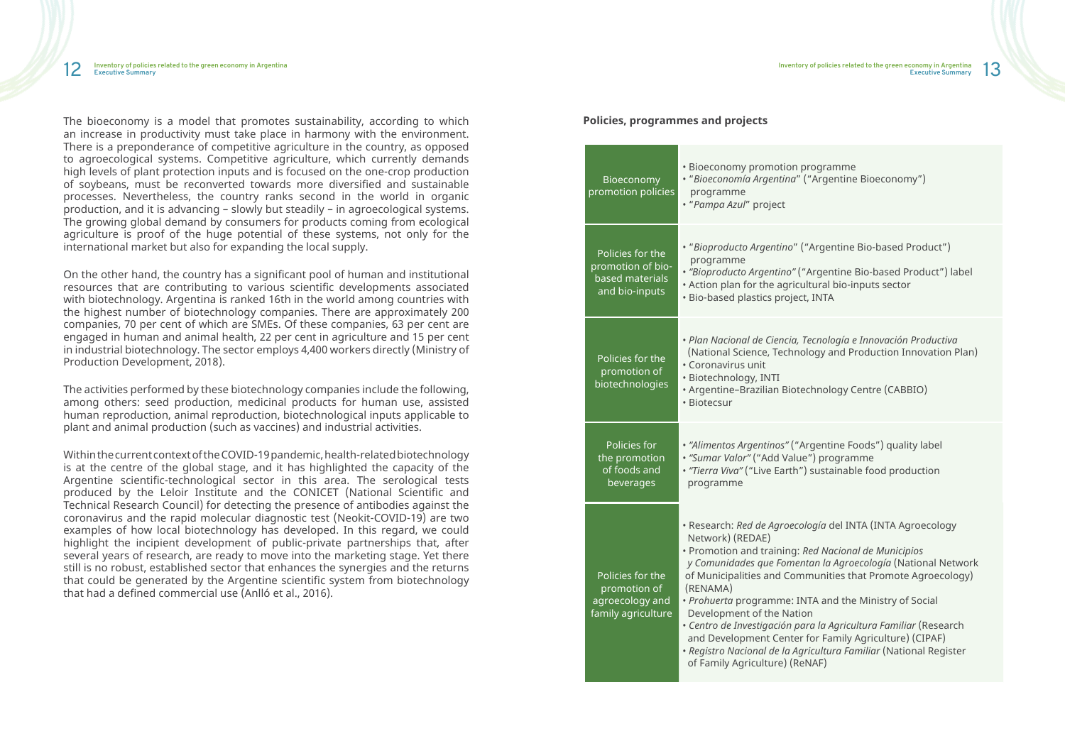The bioeconomy is a model that promotes sustainability, according to which an increase in productivity must take place in harmony with the environment. There is a preponderance of competitive agriculture in the country, as opposed to agroecological systems. Competitive agriculture, which currently demands high levels of plant protection inputs and is focused on the one-crop production of soybeans, must be reconverted towards more diversified and sustainable processes. Nevertheless, the country ranks second in the world in organic production, and it is advancing – slowly but steadily – in agroecological systems. The growing global demand by consumers for products coming from ecological agriculture is proof of the huge potential of these systems, not only for the international market but also for expanding the local supply.

On the other hand, the country has a significant pool of human and institutional resources that are contributing to various scientific developments associated with biotechnology. Argentina is ranked 16th in the world among countries with the highest number of biotechnology companies. There are approximately 200 companies, 70 per cent of which are SMEs. Of these companies, 63 per cent are engaged in human and animal health, 22 per cent in agriculture and 15 per cent in industrial biotechnology. The sector employs 4,400 workers directly (Ministry of Production Development, 2018).

The activities performed by these biotechnology companies include the following, among others: seed production, medicinal products for human use, assisted human reproduction, animal reproduction, biotechnological inputs applicable to plant and animal production (such as vaccines) and industrial activities.

Within the current context of the COVID-19 pandemic, health-related biotechnology is at the centre of the global stage, and it has highlighted the capacity of the Argentine scientific-technological sector in this area. The serological tests produced by the Leloir Institute and the CONICET (National Scientific and Technical Research Council) for detecting the presence of antibodies against the coronavirus and the rapid molecular diagnostic test (Neokit-COVID-19) are two examples of how local biotechnology has developed. In this regard, we could highlight the incipient development of public-private partnerships that, after several years of research, are ready to move into the marketing stage. Yet there still is no robust, established sector that enhances the synergies and the returns that could be generated by the Argentine scientific system from biotechnology that had a defined commercial use (Anlló et al., 2016).

**Policies, programmes and projects**

| | |
|---|---|
| Bioeconomy promotion policies | • Bioeconomy promotion programme<br>• "*Bioeconomía Argentina*" ("Argentine Bioeconomy") programme<br>• "*Pampa Azul*" project |
| Policies for the promotion of bio-based materials and bio-inputs | • "*Bioproducto Argentino*" ("Argentine Bio-based Product") programme<br>• *"Bioproducto Argentino"* ("Argentine Bio-based Product") label<br>• Action plan for the agricultural bio-inputs sector<br>• Bio-based plastics project, INTA |
| Policies for the promotion of biotechnologies | • *Plan Nacional de Ciencia, Tecnología e Innovación Productiva* (National Science, Technology and Production Innovation Plan)<br>• Coronavirus unit<br>• Biotechnology, INTI<br>• Argentine–Brazilian Biotechnology Centre (CABBIO)<br>• Biotecsur |
| Policies for the promotion of foods and beverages | • *"Alimentos Argentinos"* ("Argentine Foods") quality label<br>• *"Sumar Valor"* ("Add Value") programme<br>• *"Tierra Viva"* ("Live Earth") sustainable food production programme |
| Policies for the promotion of agroecology and family agriculture | • Research: *Red de Agroecología* del INTA (INTA Agroecology Network) (REDAE)<br>• Promotion and training: *Red Nacional de Municipios y Comunidades que Fomentan la Agroecología* (National Network of Municipalities and Communities that Promote Agroecology) (RENAMA)<br>• *Prohuerta* programme: INTA and the Ministry of Social Development of the Nation<br>• *Centro de Investigación para la Agricultura Familiar* (Research and Development Center for Family Agriculture) (CIPAF)<br>• *Registro Nacional de la Agricultura Familiar* (National Register of Family Agriculture) (ReNAF) |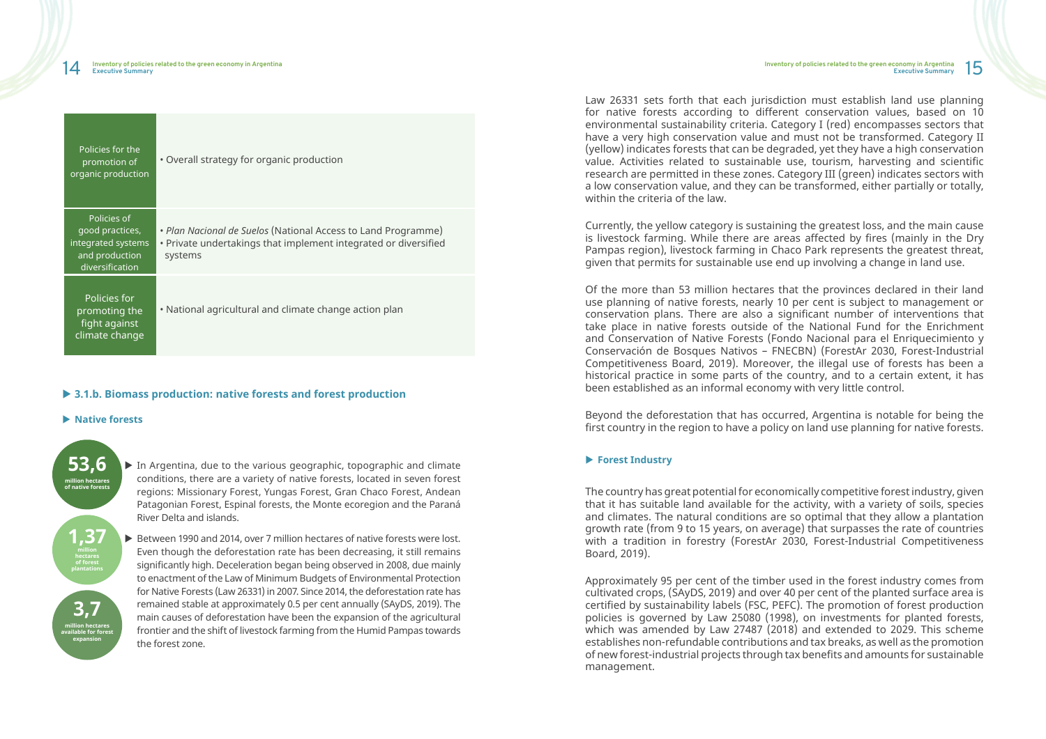| Policies for the promotion of organic production | • Overall strategy for organic production |
|---|---|
| Policies of good practices, integrated systems and production diversification | • *Plan Nacional de Suelos* (National Access to Land Programme)<br>• Private undertakings that implement integrated or diversified systems |
| Policies for promoting the fight against climate change | • National agricultural and climate change action plan |

### ▶ 3.1.b. Biomass production: native forests and forest production

#### ▶ Native forests

**53,6** million hectares of native forests

**1,37** million hectares of forest plantations

**3,7** million hectares available for forest expansion

▶ In Argentina, due to the various geographic, topographic and climate conditions, there are a variety of native forests, located in seven forest regions: Missionary Forest, Yungas Forest, Gran Chaco Forest, Andean Patagonian Forest, Espinal forests, the Monte ecoregion and the Paraná River Delta and islands.

▶ Between 1990 and 2014, over 7 million hectares of native forests were lost. Even though the deforestation rate has been decreasing, it still remains significantly high. Deceleration began being observed in 2008, due mainly to enactment of the Law of Minimum Budgets of Environmental Protection for Native Forests (Law 26331) in 2007. Since 2014, the deforestation rate has remained stable at approximately 0.5 per cent annually (SAyDS, 2019). The main causes of deforestation have been the expansion of the agricultural frontier and the shift of livestock farming from the Humid Pampas towards the forest zone.

Law 26331 sets forth that each jurisdiction must establish land use planning for native forests according to different conservation values, based on 10 environmental sustainability criteria. Category I (red) encompasses sectors that have a very high conservation value and must not be transformed. Category II (yellow) indicates forests that can be degraded, yet they have a high conservation value. Activities related to sustainable use, tourism, harvesting and scientific research are permitted in these zones. Category III (green) indicates sectors with a low conservation value, and they can be transformed, either partially or totally, within the criteria of the law.

Currently, the yellow category is sustaining the greatest loss, and the main cause is livestock farming. While there are areas affected by fires (mainly in the Dry Pampas region), livestock farming in Chaco Park represents the greatest threat, given that permits for sustainable use end up involving a change in land use.

Of the more than 53 million hectares that the provinces declared in their land use planning of native forests, nearly 10 per cent is subject to management or conservation plans. There are also a significant number of interventions that take place in native forests outside of the National Fund for the Enrichment and Conservation of Native Forests (Fondo Nacional para el Enriquecimiento y Conservación de Bosques Nativos – FNECBN) (ForestAr 2030, Forest-Industrial Competitiveness Board, 2019). Moreover, the illegal use of forests has been a historical practice in some parts of the country, and to a certain extent, it has been established as an informal economy with very little control.

Beyond the deforestation that has occurred, Argentina is notable for being the first country in the region to have a policy on land use planning for native forests.

#### ▶ Forest Industry

The country has great potential for economically competitive forest industry, given that it has suitable land available for the activity, with a variety of soils, species and climates. The natural conditions are so optimal that they allow a plantation growth rate (from 9 to 15 years, on average) that surpasses the rate of countries with a tradition in forestry (ForestAr 2030, Forest-Industrial Competitiveness Board, 2019).

Approximately 95 per cent of the timber used in the forest industry comes from cultivated crops, (SAyDS, 2019) and over 40 per cent of the planted surface area is certified by sustainability labels (FSC, PEFC). The promotion of forest production policies is governed by Law 25080 (1998), on investments for planted forests, which was amended by Law 27487 (2018) and extended to 2029. This scheme establishes non-refundable contributions and tax breaks, as well as the promotion of new forest-industrial projects through tax benefits and amounts for sustainable management.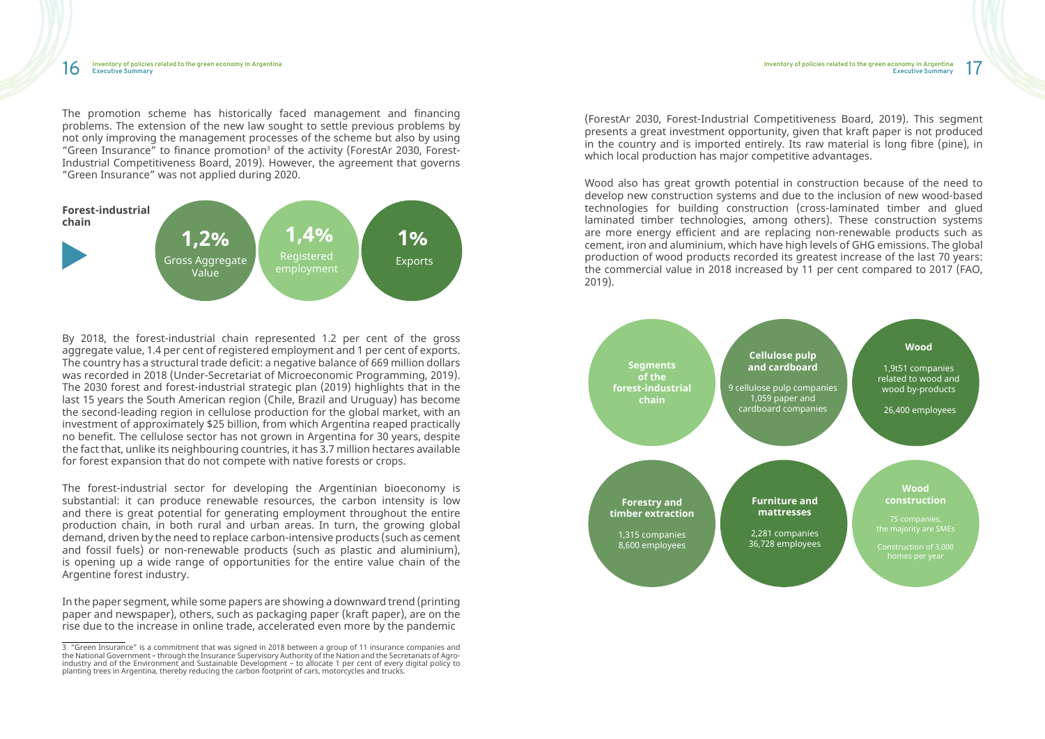The promotion scheme has historically faced management and financing problems. The extension of the new law sought to settle previous problems by not only improving the management processes of the scheme but also by using "Green Insurance" to finance promotion[3] of the activity (ForestAr 2030, Forest-Industrial Competitiveness Board, 2019). However, the agreement that governs "Green Insurance" was not applied during 2020.

**Forest-industrial chain**

- **1,2%** Gross Aggregate Value
- **1,4%** Registered employment
- **1%** Exports

By 2018, the forest-industrial chain represented 1.2 per cent of the gross aggregate value, 1.4 per cent of registered employment and 1 per cent of exports. The country has a structural trade deficit: a negative balance of 669 million dollars was recorded in 2018 (Under-Secretariat of Microeconomic Programming, 2019). The 2030 forest and forest-industrial strategic plan (2019) highlights that in the last 15 years the South American region (Chile, Brazil and Uruguay) has become the second-leading region in cellulose production for the global market, with an investment of approximately $25 billion, from which Argentina reaped practically no benefit. The cellulose sector has not grown in Argentina for 30 years, despite the fact that, unlike its neighbouring countries, it has 3.7 million hectares available for forest expansion that do not compete with native forests or crops.

The forest-industrial sector for developing the Argentinian bioeconomy is substantial: it can produce renewable resources, the carbon intensity is low and there is great potential for generating employment throughout the entire production chain, in both rural and urban areas. In turn, the growing global demand, driven by the need to replace carbon-intensive products (such as cement and fossil fuels) or non-renewable products (such as plastic and aluminium), is opening up a wide range of opportunities for the entire value chain of the Argentine forest industry.

In the paper segment, while some papers are showing a downward trend (printing paper and newspaper), others, such as packaging paper (kraft paper), are on the rise due to the increase in online trade, accelerated even more by the pandemic (ForestAr 2030, Forest-Industrial Competitiveness Board, 2019). This segment presents a great investment opportunity, given that kraft paper is not produced in the country and is imported entirely. Its raw material is long fibre (pine), in which local production has major competitive advantages.

Wood also has great growth potential in construction because of the need to develop new construction systems and due to the inclusion of new wood-based technologies for building construction (cross-laminated timber and glued laminated timber technologies, among others). These construction systems are more energy efficient and are replacing non-renewable products such as cement, iron and aluminium, which have high levels of GHG emissions. The global production of wood products recorded its greatest increase of the last 70 years: the commercial value in 2018 increased by 11 per cent compared to 2017 (FAO, 2019).

**Segments of the forest-industrial chain**

- **Cellulose pulp and cardboard**: 9 cellulose pulp companies; 1,059 paper and cardboard companies
- **Wood**: 1,9t51 companies related to wood and wood by-products; 26,400 employees
- **Forestry and timber extraction**: 1,315 companies; 8,600 employees
- **Furniture and mattresses**: 2,281 companies; 36,728 employees
- **Wood construction**: 75 companies, the majority are SMEs; Construction of 3,000 homes per year

[3] "Green Insurance" is a commitment that was signed in 2018 between a group of 11 insurance companies and the National Government – through the Insurance Supervisory Authority of the Nation and the Secretariats of Agro-industry and of the Environment and Sustainable Development – to allocate 1 per cent of every digital policy to planting trees in Argentina, thereby reducing the carbon footprint of cars, motorcycles and trucks.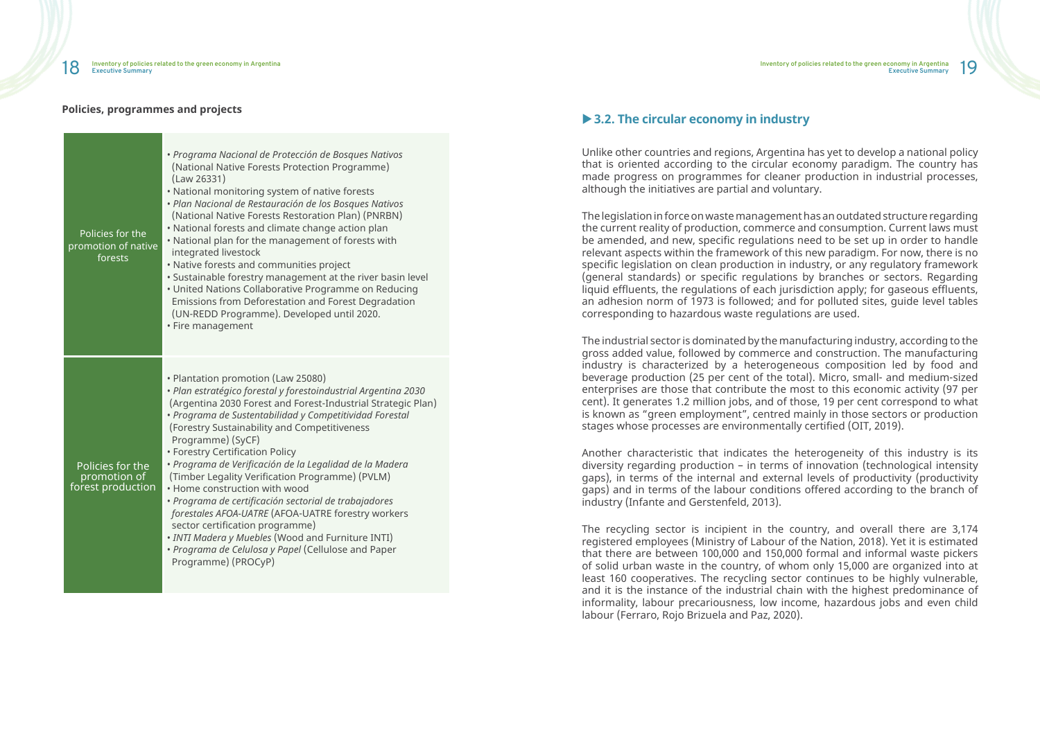**Policies, programmes and projects**

| | |
|---|---|
| Policies for the promotion of native forests | • *Programa Nacional de Protección de Bosques Nativos* (National Native Forests Protection Programme) (Law 26331)<br>• National monitoring system of native forests<br>• *Plan Nacional de Restauración de los Bosques Nativos* (National Native Forests Restoration Plan) (PNRBN)<br>• National forests and climate change action plan<br>• National plan for the management of forests with integrated livestock<br>• Native forests and communities project<br>• Sustainable forestry management at the river basin level<br>• United Nations Collaborative Programme on Reducing Emissions from Deforestation and Forest Degradation (UN-REDD Programme). Developed until 2020.<br>• Fire management |
| Policies for the promotion of forest production | • Plantation promotion (Law 25080)<br>• *Plan estratégico forestal y forestoindustrial Argentina 2030* (Argentina 2030 Forest and Forest-Industrial Strategic Plan)<br>• *Programa de Sustentabilidad y Competitividad Forestal* (Forestry Sustainability and Competitiveness Programme) (SyCF)<br>• Forestry Certification Policy<br>• *Programa de Verificación de la Legalidad de la Madera* (Timber Legality Verification Programme) (PVLM)<br>• Home construction with wood<br>• *Programa de certificación sectorial de trabajadores forestales AFOA-UATRE* (AFOA-UATRE forestry workers sector certification programme)<br>• *INTI Madera y Muebles* (Wood and Furniture INTI)<br>• *Programa de Celulosa y Papel* (Cellulose and Paper Programme) (PROCyP) |

## 3.2. The circular economy in industry

Unlike other countries and regions, Argentina has yet to develop a national policy that is oriented according to the circular economy paradigm. The country has made progress on programmes for cleaner production in industrial processes, although the initiatives are partial and voluntary.

The legislation in force on waste management has an outdated structure regarding the current reality of production, commerce and consumption. Current laws must be amended, and new, specific regulations need to be set up in order to handle relevant aspects within the framework of this new paradigm. For now, there is no specific legislation on clean production in industry, or any regulatory framework (general standards) or specific regulations by branches or sectors. Regarding liquid effluents, the regulations of each jurisdiction apply; for gaseous effluents, an adhesion norm of 1973 is followed; and for polluted sites, guide level tables corresponding to hazardous waste regulations are used.

The industrial sector is dominated by the manufacturing industry, according to the gross added value, followed by commerce and construction. The manufacturing industry is characterized by a heterogeneous composition led by food and beverage production (25 per cent of the total). Micro, small- and medium-sized enterprises are those that contribute the most to this economic activity (97 per cent). It generates 1.2 million jobs, and of those, 19 per cent correspond to what is known as "green employment", centred mainly in those sectors or production stages whose processes are environmentally certified (OIT, 2019).

Another characteristic that indicates the heterogeneity of this industry is its diversity regarding production – in terms of innovation (technological intensity gaps), in terms of the internal and external levels of productivity (productivity gaps) and in terms of the labour conditions offered according to the branch of industry (Infante and Gerstenfeld, 2013).

The recycling sector is incipient in the country, and overall there are 3,174 registered employees (Ministry of Labour of the Nation, 2018). Yet it is estimated that there are between 100,000 and 150,000 formal and informal waste pickers of solid urban waste in the country, of whom only 15,000 are organized into at least 160 cooperatives. The recycling sector continues to be highly vulnerable, and it is the instance of the industrial chain with the highest predominance of informality, labour precariousness, low income, hazardous jobs and even child labour (Ferraro, Rojo Brizuela and Paz, 2020).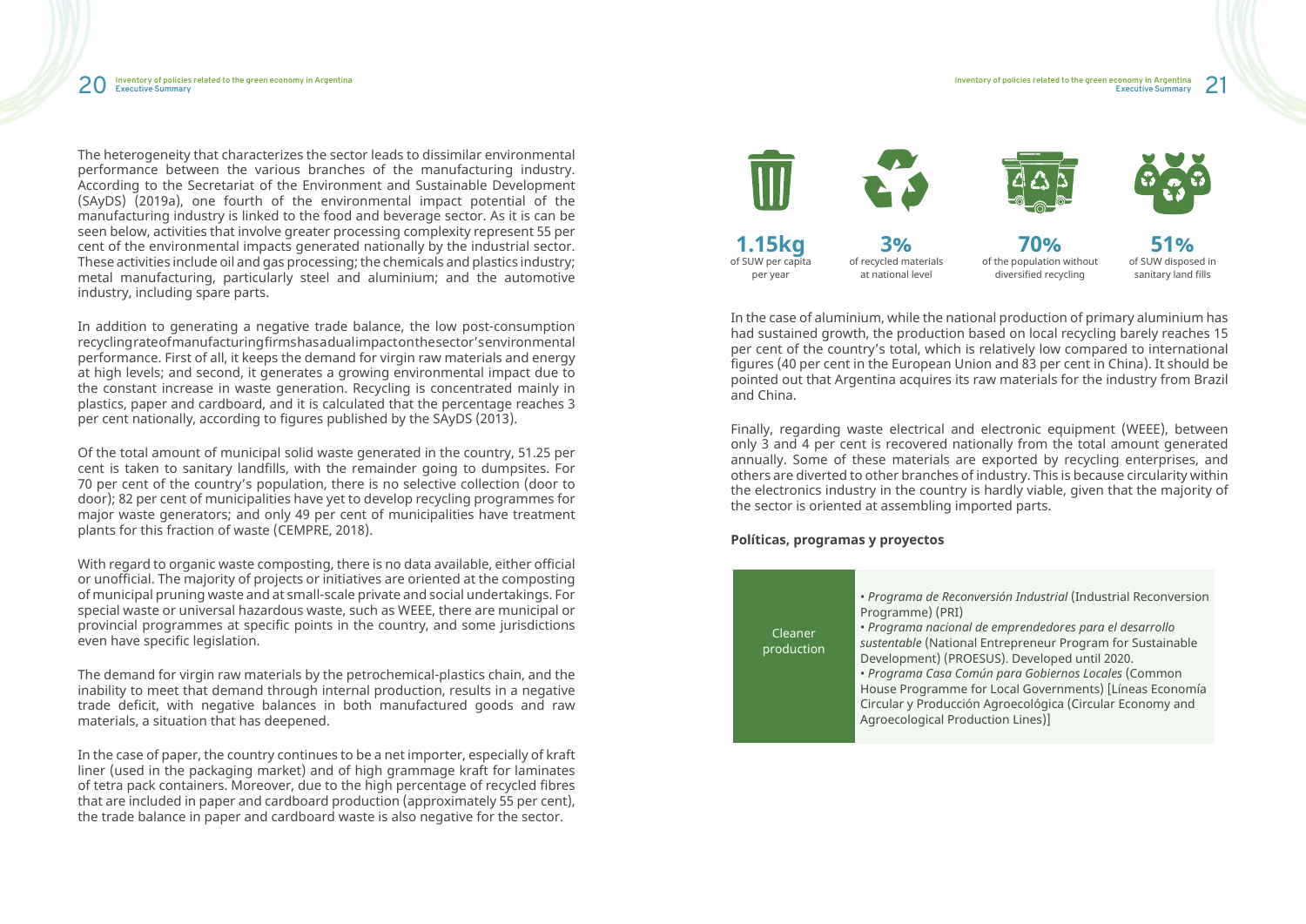The heterogeneity that characterizes the sector leads to dissimilar environmental performance between the various branches of the manufacturing industry. According to the Secretariat of the Environment and Sustainable Development (SAyDS) (2019a), one fourth of the environmental impact potential of the manufacturing industry is linked to the food and beverage sector. As it is can be seen below, activities that involve greater processing complexity represent 55 per cent of the environmental impacts generated nationally by the industrial sector. These activities include oil and gas processing; the chemicals and plastics industry; metal manufacturing, particularly steel and aluminium; and the automotive industry, including spare parts.

In addition to generating a negative trade balance, the low post-consumption recycling rate of manufacturing firms has a dual impact on the sector's environmental performance. First of all, it keeps the demand for virgin raw materials and energy at high levels; and second, it generates a growing environmental impact due to the constant increase in waste generation. Recycling is concentrated mainly in plastics, paper and cardboard, and it is calculated that the percentage reaches 3 per cent nationally, according to figures published by the SAyDS (2013).

Of the total amount of municipal solid waste generated in the country, 51.25 per cent is taken to sanitary landfills, with the remainder going to dumpsites. For 70 per cent of the country's population, there is no selective collection (door to door); 82 per cent of municipalities have yet to develop recycling programmes for major waste generators; and only 49 per cent of municipalities have treatment plants for this fraction of waste (CEMPRE, 2018).

With regard to organic waste composting, there is no data available, either official or unofficial. The majority of projects or initiatives are oriented at the composting of municipal pruning waste and at small-scale private and social undertakings. For special waste or universal hazardous waste, such as WEEE, there are municipal or provincial programmes at specific points in the country, and some jurisdictions even have specific legislation.

The demand for virgin raw materials by the petrochemical-plastics chain, and the inability to meet that demand through internal production, results in a negative trade deficit, with negative balances in both manufactured goods and raw materials, a situation that has deepened.

In the case of paper, the country continues to be a net importer, especially of kraft liner (used in the packaging market) and of high grammage kraft for laminates of tetra pack containers. Moreover, due to the high percentage of recycled fibres that are included in paper and cardboard production (approximately 55 per cent), the trade balance in paper and cardboard waste is also negative for the sector.

| **1.15kg** | **3%** | **70%** | **51%** |
|---|---|---|---|
| of SUW per capita per year | of recycled materials at national level | of the population without diversified recycling | of SUW disposed in sanitary land fills |

In the case of aluminium, while the national production of primary aluminium has had sustained growth, the production based on local recycling barely reaches 15 per cent of the country's total, which is relatively low compared to international figures (40 per cent in the European Union and 83 per cent in China). It should be pointed out that Argentina acquires its raw materials for the industry from Brazil and China.

Finally, regarding waste electrical and electronic equipment (WEEE), between only 3 and 4 per cent is recovered nationally from the total amount generated annually. Some of these materials are exported by recycling enterprises, and others are diverted to other branches of industry. This is because circularity within the electronics industry in the country is hardly viable, given that the majority of the sector is oriented at assembling imported parts.

**Políticas, programas y proyectos**

| | |
|---|---|
| Cleaner production | • *Programa de Reconversión Industrial* (Industrial Reconversion Programme) (PRI)<br>• *Programa nacional de emprendedores para el desarrollo sustentable* (National Entrepreneur Program for Sustainable Development) (PROESUS). Developed until 2020.<br>• *Programa Casa Común para Gobiernos Locales* (Common House Programme for Local Governments) [Líneas Economía Circular y Producción Agroecológica (Circular Economy and Agroecological Production Lines)] |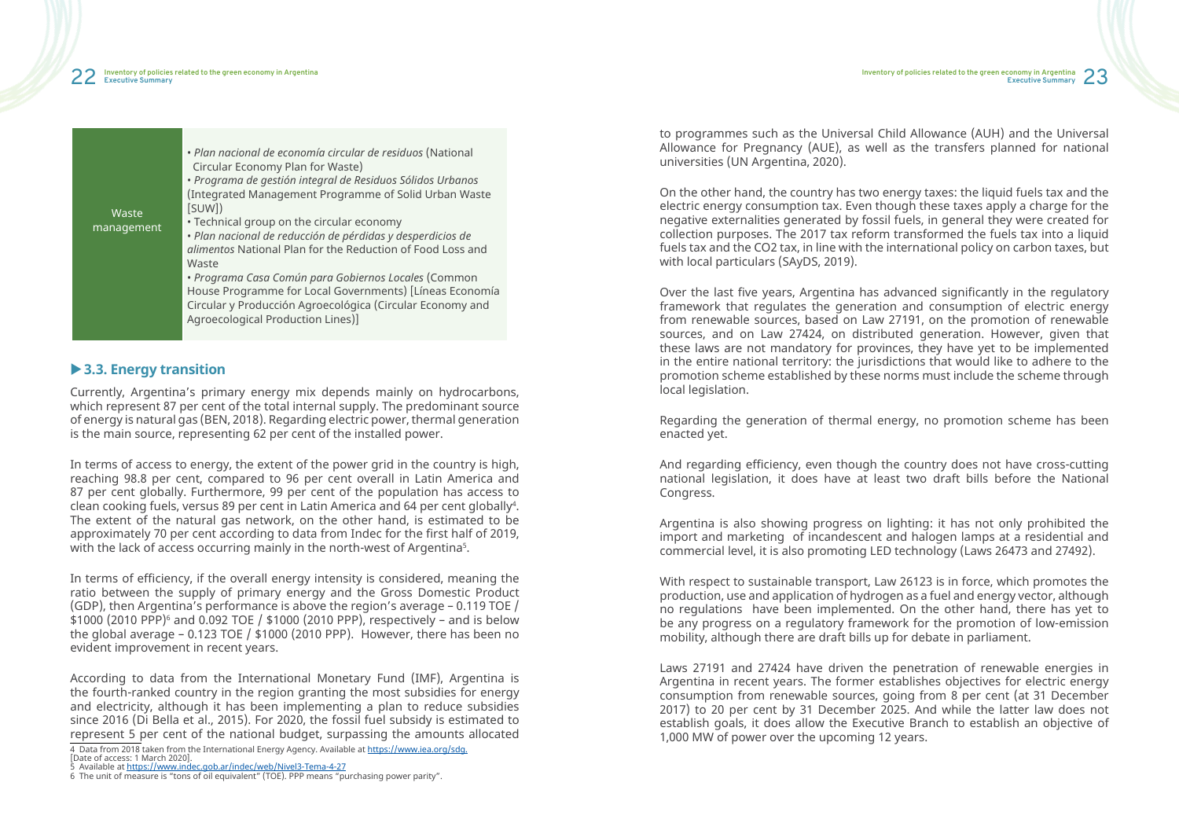| Waste management | • *Plan nacional de economía circular de residuos* (National Circular Economy Plan for Waste)<br>• *Programa de gestión integral de Residuos Sólidos Urbanos* (Integrated Management Programme of Solid Urban Waste [SUW])<br>• Technical group on the circular economy<br>• *Plan nacional de reducción de pérdidas y desperdicios de alimentos* National Plan for the Reduction of Food Loss and Waste<br>• *Programa Casa Común para Gobiernos Locales* (Common House Programme for Local Governments) [Líneas Economía Circular y Producción Agroecológica (Circular Economy and Agroecological Production Lines)] |
|---|---|

### 3.3. Energy transition

Currently, Argentina's primary energy mix depends mainly on hydrocarbons, which represent 87 per cent of the total internal supply. The predominant source of energy is natural gas (BEN, 2018). Regarding electric power, thermal generation is the main source, representing 62 per cent of the installed power.

In terms of access to energy, the extent of the power grid in the country is high, reaching 98.8 per cent, compared to 96 per cent overall in Latin America and 87 per cent globally. Furthermore, 99 per cent of the population has access to clean cooking fuels, versus 89 per cent in Latin America and 64 per cent globally[4]. The extent of the natural gas network, on the other hand, is estimated to be approximately 70 per cent according to data from Indec for the first half of 2019, with the lack of access occurring mainly in the north-west of Argentina[5].

In terms of efficiency, if the overall energy intensity is considered, meaning the ratio between the supply of primary energy and the Gross Domestic Product (GDP), then Argentina's performance is above the region's average – 0.119 TOE / \$1000 (2010 PPP)[6] and 0.092 TOE / \$1000 (2010 PPP), respectively – and is below the global average – 0.123 TOE / \$1000 (2010 PPP). However, there has been no evident improvement in recent years.

According to data from the International Monetary Fund (IMF), Argentina is the fourth-ranked country in the region granting the most subsidies for energy and electricity, although it has been implementing a plan to reduce subsidies since 2016 (Di Bella et al., 2015). For 2020, the fossil fuel subsidy is estimated to represent 5 per cent of the national budget, surpassing the amounts allocated to programmes such as the Universal Child Allowance (AUH) and the Universal Allowance for Pregnancy (AUE), as well as the transfers planned for national universities (UN Argentina, 2020).

On the other hand, the country has two energy taxes: the liquid fuels tax and the electric energy consumption tax. Even though these taxes apply a charge for the negative externalities generated by fossil fuels, in general they were created for collection purposes. The 2017 tax reform transformed the fuels tax into a liquid fuels tax and the CO2 tax, in line with the international policy on carbon taxes, but with local particulars (SAyDS, 2019).

Over the last five years, Argentina has advanced significantly in the regulatory framework that regulates the generation and consumption of electric energy from renewable sources, based on Law 27191, on the promotion of renewable sources, and on Law 27424, on distributed generation. However, given that these laws are not mandatory for provinces, they have yet to be implemented in the entire national territory: the jurisdictions that would like to adhere to the promotion scheme established by these norms must include the scheme through local legislation.

Regarding the generation of thermal energy, no promotion scheme has been enacted yet.

And regarding efficiency, even though the country does not have cross-cutting national legislation, it does have at least two draft bills before the National Congress.

Argentina is also showing progress on lighting: it has not only prohibited the import and marketing of incandescent and halogen lamps at a residential and commercial level, it is also promoting LED technology (Laws 26473 and 27492).

With respect to sustainable transport, Law 26123 is in force, which promotes the production, use and application of hydrogen as a fuel and energy vector, although no regulations have been implemented. On the other hand, there has yet to be any progress on a regulatory framework for the promotion of low-emission mobility, although there are draft bills up for debate in parliament.

Laws 27191 and 27424 have driven the penetration of renewable energies in Argentina in recent years. The former establishes objectives for electric energy consumption from renewable sources, going from 8 per cent (at 31 December 2017) to 20 per cent by 31 December 2025. And while the latter law does not establish goals, it does allow the Executive Branch to establish an objective of 1,000 MW of power over the upcoming 12 years.

---

4 Data from 2018 taken from the International Energy Agency. Available at https://www.iea.org/sdg. [Date of access: 1 March 2020].

5 Available at https://www.indec.gob.ar/indec/web/Nivel3-Tema-4-27

6 The unit of measure is "tons of oil equivalent" (TOE). PPP means "purchasing power parity".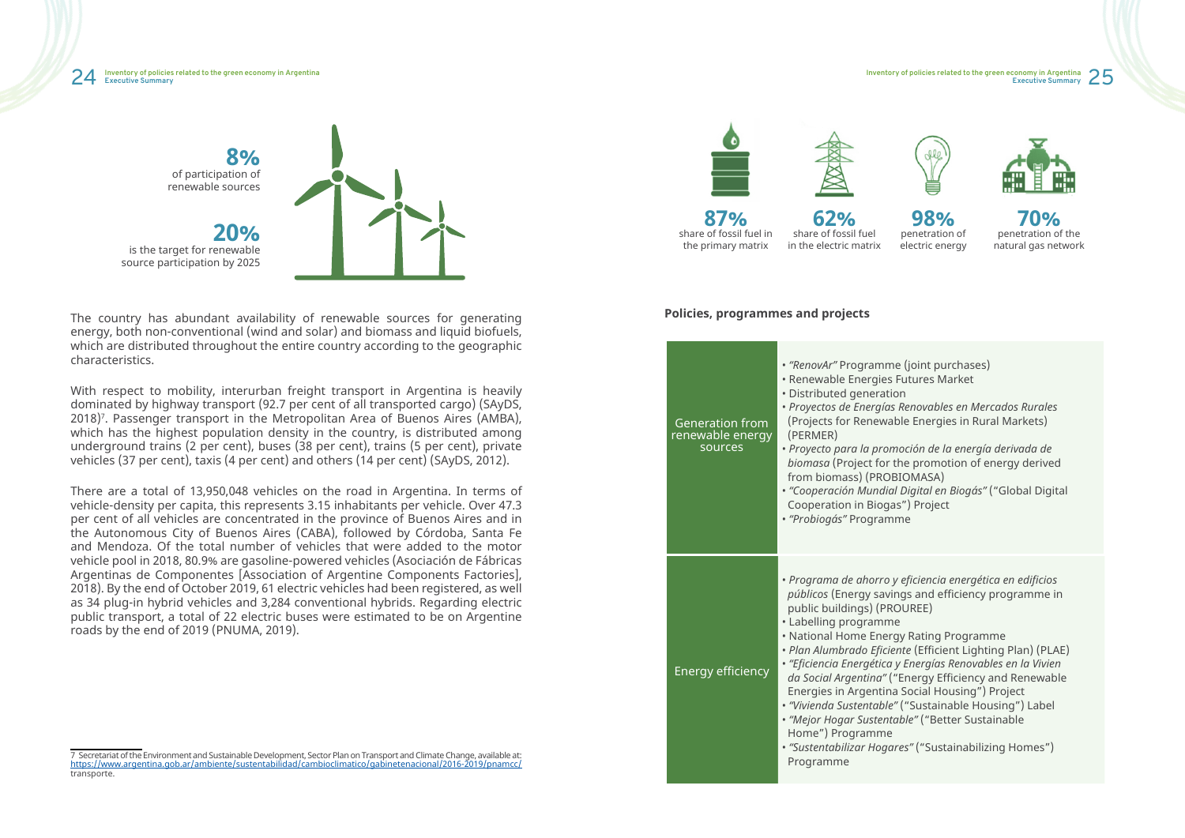**8%** of participation of renewable sources

**20%** is the target for renewable source participation by 2025

The country has abundant availability of renewable sources for generating energy, both non-conventional (wind and solar) and biomass and liquid biofuels, which are distributed throughout the entire country according to the geographic characteristics.

With respect to mobility, interurban freight transport in Argentina is heavily dominated by highway transport (92.7 per cent of all transported cargo) (SAyDS, 2018)[7]. Passenger transport in the Metropolitan Area of Buenos Aires (AMBA), which has the highest population density in the country, is distributed among underground trains (2 per cent), buses (38 per cent), trains (5 per cent), private vehicles (37 per cent), taxis (4 per cent) and others (14 per cent) (SAyDS, 2012).

There are a total of 13,950,048 vehicles on the road in Argentina. In terms of vehicle-density per capita, this represents 3.15 inhabitants per vehicle. Over 47.3 per cent of all vehicles are concentrated in the province of Buenos Aires and in the Autonomous City of Buenos Aires (CABA), followed by Córdoba, Santa Fe and Mendoza. Of the total number of vehicles that were added to the motor vehicle pool in 2018, 80.9% are gasoline-powered vehicles (Asociación de Fábricas Argentinas de Componentes [Association of Argentine Components Factories], 2018). By the end of October 2019, 61 electric vehicles had been registered, as well as 34 plug-in hybrid vehicles and 3,284 conventional hybrids. Regarding electric public transport, a total of 22 electric buses were estimated to be on Argentine roads by the end of 2019 (PNUMA, 2019).

7 Secretariat of the Environment and Sustainable Development, Sector Plan on Transport and Climate Change, available at: https://www.argentina.gob.ar/ambiente/sustentabilidad/cambioclimatico/gabinetenacional/2016-2019/pnamcc/transporte.

**87%** share of fossil fuel in the primary matrix

**62%** share of fossil fuel in the electric matrix

**98%** penetration of electric energy

**70%** penetration of the natural gas network

**Policies, programmes and projects**

| | |
|---|---|
| Generation from renewable energy sources | • *"RenovAr"* Programme (joint purchases)<br>• Renewable Energies Futures Market<br>• Distributed generation<br>• *Proyectos de Energías Renovables en Mercados Rurales* (Projects for Renewable Energies in Rural Markets) (PERMER)<br>• *Proyecto para la promoción de la energía derivada de biomasa* (Project for the promotion of energy derived from biomass) (PROBIOMASA)<br>• *"Cooperación Mundial Digital en Biogás"* ("Global Digital Cooperation in Biogas") Project<br>• *"Probiogás"* Programme |
| Energy efficiency | • *Programa de ahorro y eficiencia energética en edificios públicos* (Energy savings and efficiency programme in public buildings) (PROUREE)<br>• Labelling programme<br>• National Home Energy Rating Programme<br>• *Plan Alumbrado Eficiente* (Efficient Lighting Plan) (PLAE)<br>• *"Eficiencia Energética y Energías Renovables en la Vivienda Social Argentina"* ("Energy Efficiency and Renewable Energies in Argentina Social Housing") Project<br>• *"Vivienda Sustentable"* ("Sustainable Housing") Label<br>• *"Mejor Hogar Sustentable"* ("Better Sustainable Home") Programme<br>• *"Sustentabilizar Hogares"* ("Sustainabilizing Homes") Programme |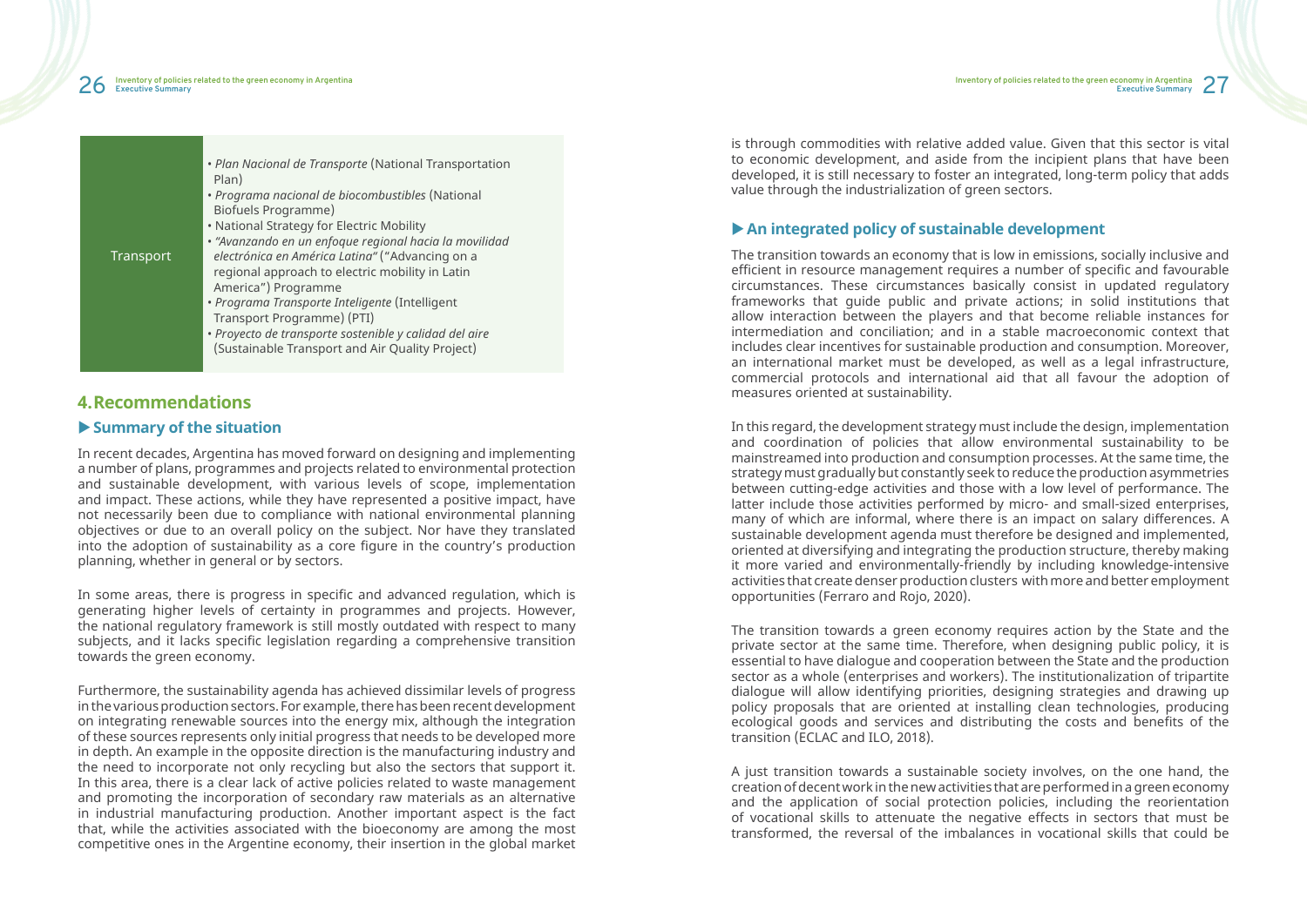| Transport | • *Plan Nacional de Transporte* (National Transportation Plan)<br>• *Programa nacional de biocombustibles* (National Biofuels Programme)<br>• National Strategy for Electric Mobility<br>• *"Avanzando en un enfoque regional hacia la movilidad electrónica en América Latina"* ("Advancing on a regional approach to electric mobility in Latin America") Programme<br>• *Programa Transporte Inteligente* (Intelligent Transport Programme) (PTI)<br>• *Proyecto de transporte sostenible y calidad del aire* (Sustainable Transport and Air Quality Project) |
|---|---|

## 4. Recommendations

### ▶ Summary of the situation

In recent decades, Argentina has moved forward on designing and implementing a number of plans, programmes and projects related to environmental protection and sustainable development, with various levels of scope, implementation and impact. These actions, while they have represented a positive impact, have not necessarily been due to compliance with national environmental planning objectives or due to an overall policy on the subject. Nor have they translated into the adoption of sustainability as a core figure in the country's production planning, whether in general or by sectors.

In some areas, there is progress in specific and advanced regulation, which is generating higher levels of certainty in programmes and projects. However, the national regulatory framework is still mostly outdated with respect to many subjects, and it lacks specific legislation regarding a comprehensive transition towards the green economy.

Furthermore, the sustainability agenda has achieved dissimilar levels of progress in the various production sectors. For example, there has been recent development on integrating renewable sources into the energy mix, although the integration of these sources represents only initial progress that needs to be developed more in depth. An example in the opposite direction is the manufacturing industry and the need to incorporate not only recycling but also the sectors that support it. In this area, there is a clear lack of active policies related to waste management and promoting the incorporation of secondary raw materials as an alternative in industrial manufacturing production. Another important aspect is the fact that, while the activities associated with the bioeconomy are among the most competitive ones in the Argentine economy, their insertion in the global market is through commodities with relative added value. Given that this sector is vital to economic development, and aside from the incipient plans that have been developed, it is still necessary to foster an integrated, long-term policy that adds value through the industrialization of green sectors.

### ▶ An integrated policy of sustainable development

The transition towards an economy that is low in emissions, socially inclusive and efficient in resource management requires a number of specific and favourable circumstances. These circumstances basically consist in updated regulatory frameworks that guide public and private actions; in solid institutions that allow interaction between the players and that become reliable instances for intermediation and conciliation; and in a stable macroeconomic context that includes clear incentives for sustainable production and consumption. Moreover, an international market must be developed, as well as a legal infrastructure, commercial protocols and international aid that all favour the adoption of measures oriented at sustainability.

In this regard, the development strategy must include the design, implementation and coordination of policies that allow environmental sustainability to be mainstreamed into production and consumption processes. At the same time, the strategy must gradually but constantly seek to reduce the production asymmetries between cutting-edge activities and those with a low level of performance. The latter include those activities performed by micro- and small-sized enterprises, many of which are informal, where there is an impact on salary differences. A sustainable development agenda must therefore be designed and implemented, oriented at diversifying and integrating the production structure, thereby making it more varied and environmentally-friendly by including knowledge-intensive activities that create denser production clusters with more and better employment opportunities (Ferraro and Rojo, 2020).

The transition towards a green economy requires action by the State and the private sector at the same time. Therefore, when designing public policy, it is essential to have dialogue and cooperation between the State and the production sector as a whole (enterprises and workers). The institutionalization of tripartite dialogue will allow identifying priorities, designing strategies and drawing up policy proposals that are oriented at installing clean technologies, producing ecological goods and services and distributing the costs and benefits of the transition (ECLAC and ILO, 2018).

A just transition towards a sustainable society involves, on the one hand, the creation of decent work in the new activities that are performed in a green economy and the application of social protection policies, including the reorientation of vocational skills to attenuate the negative effects in sectors that must be transformed, the reversal of the imbalances in vocational skills that could be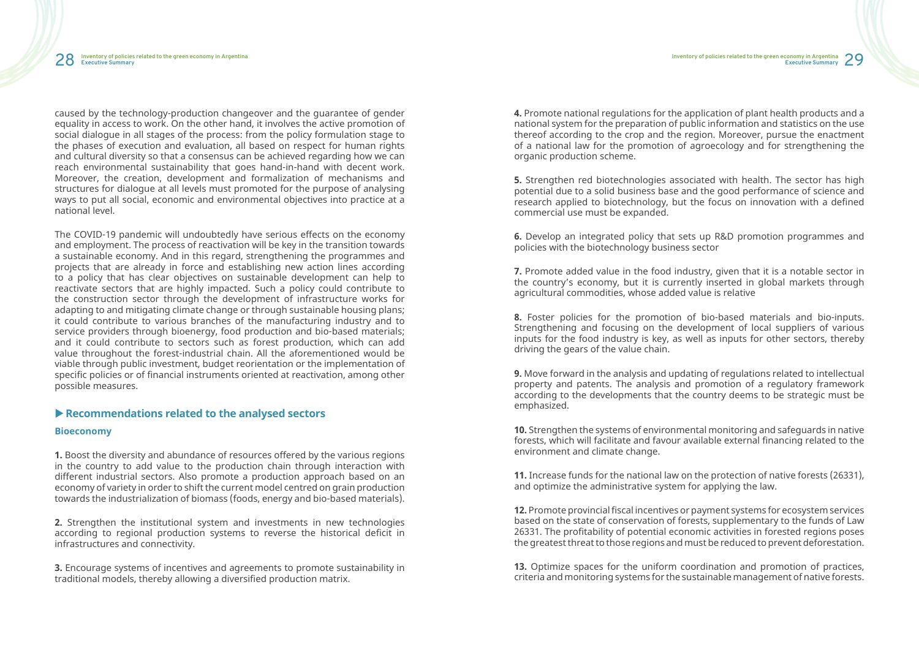caused by the technology-production changeover and the guarantee of gender equality in access to work. On the other hand, it involves the active promotion of social dialogue in all stages of the process: from the policy formulation stage to the phases of execution and evaluation, all based on respect for human rights and cultural diversity so that a consensus can be achieved regarding how we can reach environmental sustainability that goes hand-in-hand with decent work. Moreover, the creation, development and formalization of mechanisms and structures for dialogue at all levels must promoted for the purpose of analysing ways to put all social, economic and environmental objectives into practice at a national level.

The COVID-19 pandemic will undoubtedly have serious effects on the economy and employment. The process of reactivation will be key in the transition towards a sustainable economy. And in this regard, strengthening the programmes and projects that are already in force and establishing new action lines according to a policy that has clear objectives on sustainable development can help to reactivate sectors that are highly impacted. Such a policy could contribute to the construction sector through the development of infrastructure works for adapting to and mitigating climate change or through sustainable housing plans; it could contribute to various branches of the manufacturing industry and to service providers through bioenergy, food production and bio-based materials; and it could contribute to sectors such as forest production, which can add value throughout the forest-industrial chain. All the aforementioned would be viable through public investment, budget reorientation or the implementation of specific policies or of financial instruments oriented at reactivation, among other possible measures.

## ▶ Recommendations related to the analysed sectors

### Bioeconomy

**1.** Boost the diversity and abundance of resources offered by the various regions in the country to add value to the production chain through interaction with different industrial sectors. Also promote a production approach based on an economy of variety in order to shift the current model centred on grain production towards the industrialization of biomass (foods, energy and bio-based materials).

**2.** Strengthen the institutional system and investments in new technologies according to regional production systems to reverse the historical deficit in infrastructures and connectivity.

**3.** Encourage systems of incentives and agreements to promote sustainability in traditional models, thereby allowing a diversified production matrix.

**4.** Promote national regulations for the application of plant health products and a national system for the preparation of public information and statistics on the use thereof according to the crop and the region. Moreover, pursue the enactment of a national law for the promotion of agroecology and for strengthening the organic production scheme.

**5.** Strengthen red biotechnologies associated with health. The sector has high potential due to a solid business base and the good performance of science and research applied to biotechnology, but the focus on innovation with a defined commercial use must be expanded.

**6.** Develop an integrated policy that sets up R&D promotion programmes and policies with the biotechnology business sector

**7.** Promote added value in the food industry, given that it is a notable sector in the country's economy, but it is currently inserted in global markets through agricultural commodities, whose added value is relative

**8.** Foster policies for the promotion of bio-based materials and bio-inputs. Strengthening and focusing on the development of local suppliers of various inputs for the food industry is key, as well as inputs for other sectors, thereby driving the gears of the value chain.

**9.** Move forward in the analysis and updating of regulations related to intellectual property and patents. The analysis and promotion of a regulatory framework according to the developments that the country deems to be strategic must be emphasized.

**10.** Strengthen the systems of environmental monitoring and safeguards in native forests, which will facilitate and favour available external financing related to the environment and climate change.

**11.** Increase funds for the national law on the protection of native forests (26331), and optimize the administrative system for applying the law.

**12.** Promote provincial fiscal incentives or payment systems for ecosystem services based on the state of conservation of forests, supplementary to the funds of Law 26331. The profitability of potential economic activities in forested regions poses the greatest threat to those regions and must be reduced to prevent deforestation.

**13.** Optimize spaces for the uniform coordination and promotion of practices, criteria and monitoring systems for the sustainable management of native forests.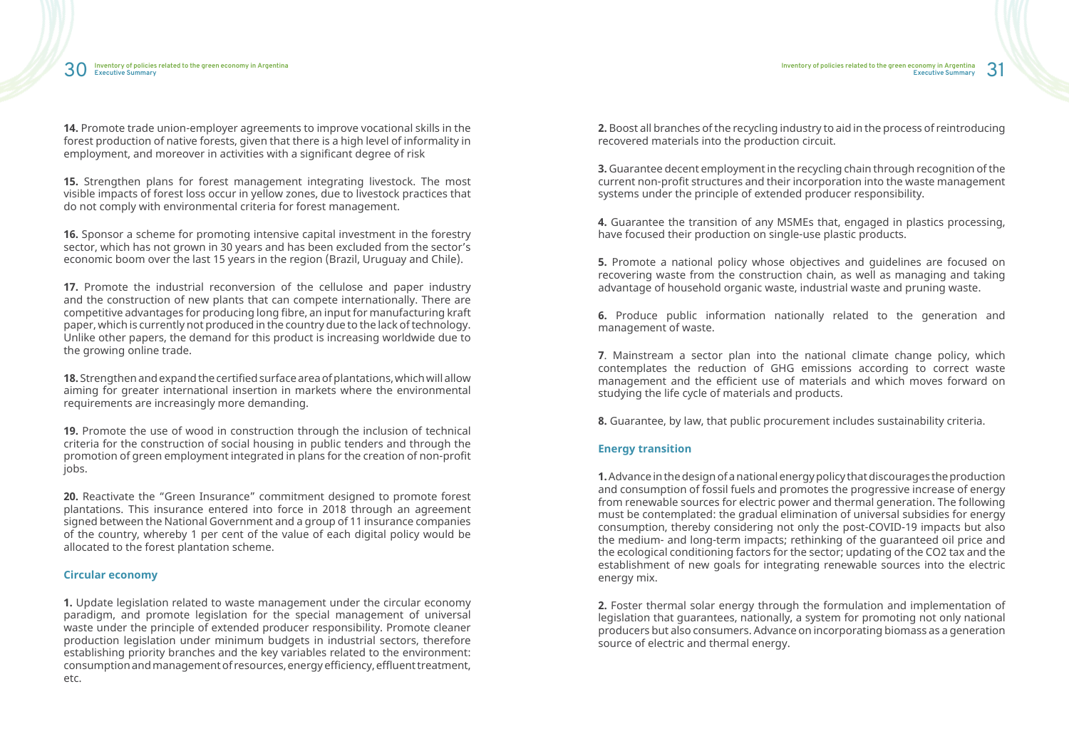**14.** Promote trade union-employer agreements to improve vocational skills in the forest production of native forests, given that there is a high level of informality in employment, and moreover in activities with a significant degree of risk

**15.** Strengthen plans for forest management integrating livestock. The most visible impacts of forest loss occur in yellow zones, due to livestock practices that do not comply with environmental criteria for forest management.

**16.** Sponsor a scheme for promoting intensive capital investment in the forestry sector, which has not grown in 30 years and has been excluded from the sector's economic boom over the last 15 years in the region (Brazil, Uruguay and Chile).

**17.** Promote the industrial reconversion of the cellulose and paper industry and the construction of new plants that can compete internationally. There are competitive advantages for producing long fibre, an input for manufacturing kraft paper, which is currently not produced in the country due to the lack of technology. Unlike other papers, the demand for this product is increasing worldwide due to the growing online trade.

**18.** Strengthen and expand the certified surface area of plantations, which will allow aiming for greater international insertion in markets where the environmental requirements are increasingly more demanding.

**19.** Promote the use of wood in construction through the inclusion of technical criteria for the construction of social housing in public tenders and through the promotion of green employment integrated in plans for the creation of non-profit jobs.

**20.** Reactivate the "Green Insurance" commitment designed to promote forest plantations. This insurance entered into force in 2018 through an agreement signed between the National Government and a group of 11 insurance companies of the country, whereby 1 per cent of the value of each digital policy would be allocated to the forest plantation scheme.

### Circular economy

**1.** Update legislation related to waste management under the circular economy paradigm, and promote legislation for the special management of universal waste under the principle of extended producer responsibility. Promote cleaner production legislation under minimum budgets in industrial sectors, therefore establishing priority branches and the key variables related to the environment: consumption and management of resources, energy efficiency, effluent treatment, etc.

**2.** Boost all branches of the recycling industry to aid in the process of reintroducing recovered materials into the production circuit.

**3.** Guarantee decent employment in the recycling chain through recognition of the current non-profit structures and their incorporation into the waste management systems under the principle of extended producer responsibility.

**4.** Guarantee the transition of any MSMEs that, engaged in plastics processing, have focused their production on single-use plastic products.

**5.** Promote a national policy whose objectives and guidelines are focused on recovering waste from the construction chain, as well as managing and taking advantage of household organic waste, industrial waste and pruning waste.

**6.** Produce public information nationally related to the generation and management of waste.

**7**. Mainstream a sector plan into the national climate change policy, which contemplates the reduction of GHG emissions according to correct waste management and the efficient use of materials and which moves forward on studying the life cycle of materials and products.

**8.** Guarantee, by law, that public procurement includes sustainability criteria.

### Energy transition

**1.** Advance in the design of a national energy policy that discourages the production and consumption of fossil fuels and promotes the progressive increase of energy from renewable sources for electric power and thermal generation. The following must be contemplated: the gradual elimination of universal subsidies for energy consumption, thereby considering not only the post-COVID-19 impacts but also the medium- and long-term impacts; rethinking of the guaranteed oil price and the ecological conditioning factors for the sector; updating of the $CO_2$ tax and the establishment of new goals for integrating renewable sources into the electric energy mix.

**2.** Foster thermal solar energy through the formulation and implementation of legislation that guarantees, nationally, a system for promoting not only national producers but also consumers. Advance on incorporating biomass as a generation source of electric and thermal energy.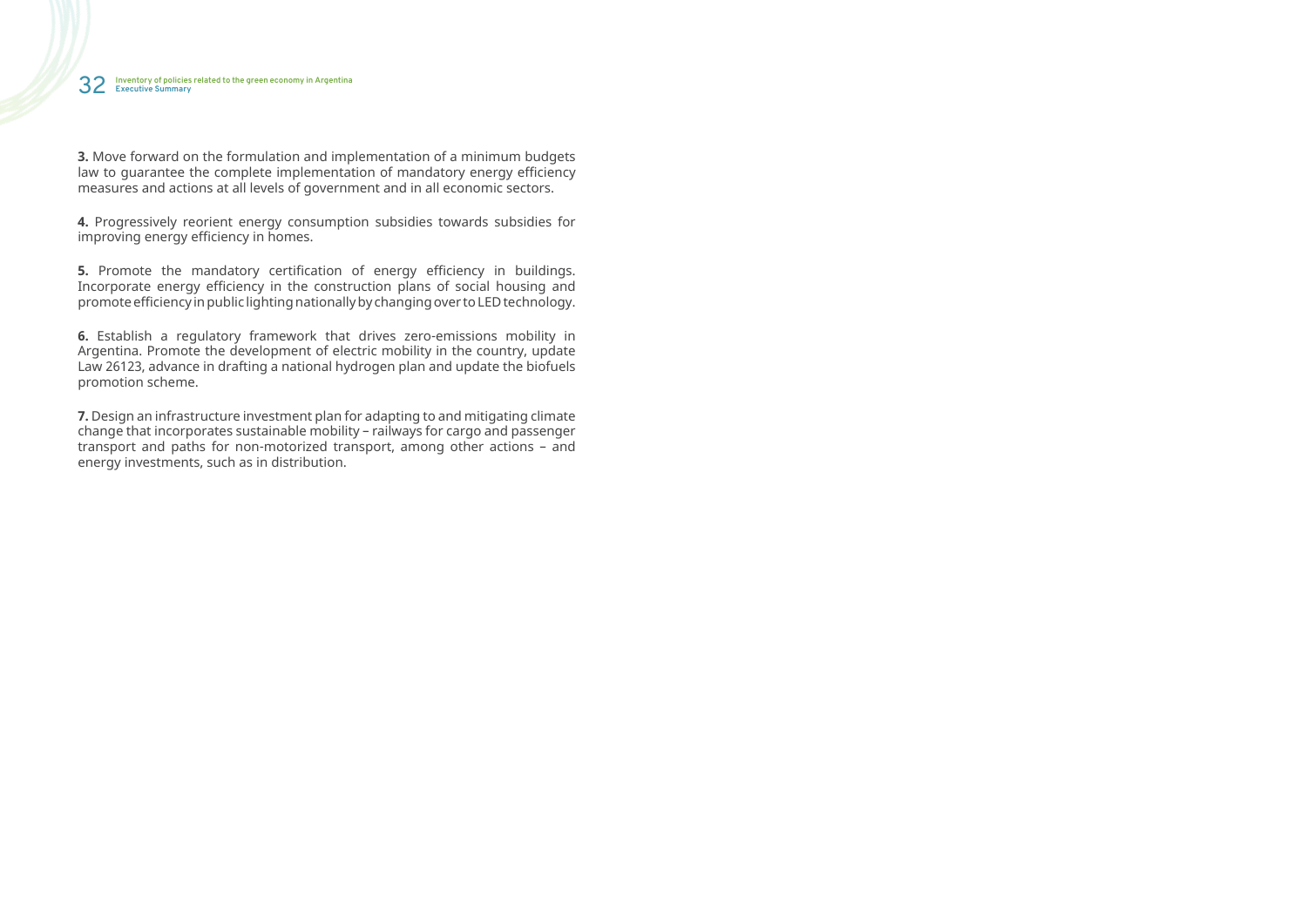**3.** Move forward on the formulation and implementation of a minimum budgets law to guarantee the complete implementation of mandatory energy efficiency measures and actions at all levels of government and in all economic sectors.

**4.** Progressively reorient energy consumption subsidies towards subsidies for improving energy efficiency in homes.

**5.** Promote the mandatory certification of energy efficiency in buildings. Incorporate energy efficiency in the construction plans of social housing and promote efficiency in public lighting nationally by changing over to LED technology.

**6.** Establish a regulatory framework that drives zero-emissions mobility in Argentina. Promote the development of electric mobility in the country, update Law 26123, advance in drafting a national hydrogen plan and update the biofuels promotion scheme.

**7.** Design an infrastructure investment plan for adapting to and mitigating climate change that incorporates sustainable mobility – railways for cargo and passenger transport and paths for non-motorized transport, among other actions – and energy investments, such as in distribution.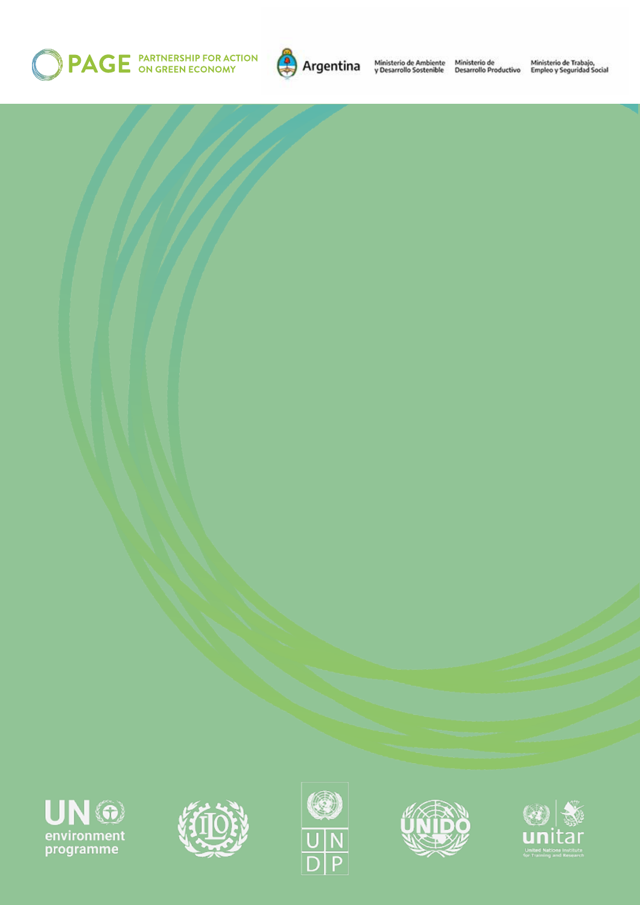PAGE PARTNERSHIP FOR ACTION ON GREEN ECONOMY

Argentina

Ministerio de Ambiente y Desarrollo Sostenible

Ministerio de Desarrollo Productivo

Ministerio de Trabajo, Empleo y Seguridad Social

UN environment programme

ILO

UNDP

UNIDO

unitar

United Nations Institute for Training and Research